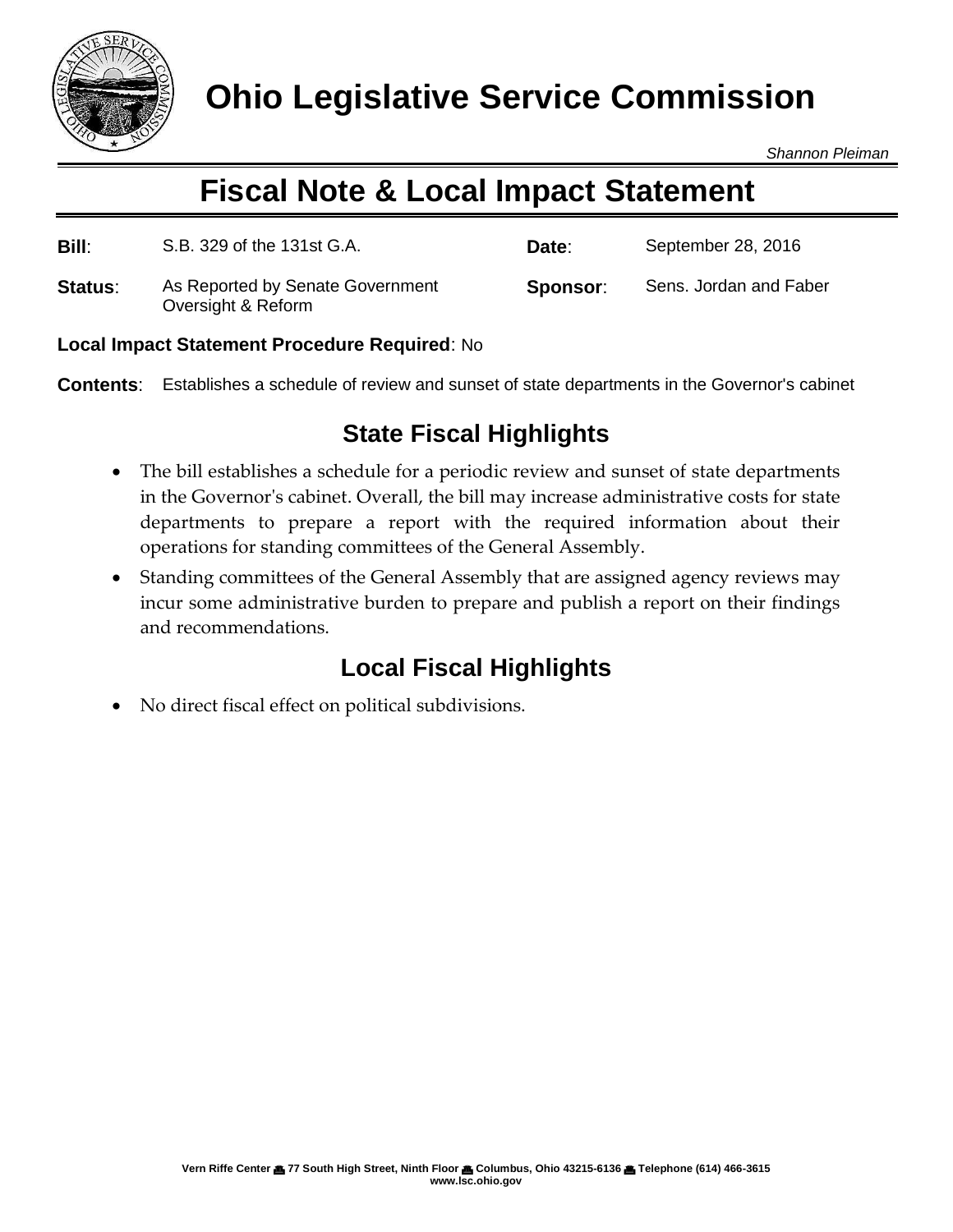# Ohio Legislative Service Commission

*Shannon Pleiman*

## Fiscal Note & Local Impact Statement

| | | | |
|---|---|---|---|
| **Bill**: | S.B. 329 of the 131st G.A. | **Date**: | September 28, 2016 |
| **Status**: | As Reported by Senate Government Oversight & Reform | **Sponsor**: | Sens. Jordan and Faber |

**Local Impact Statement Procedure Required**: No

**Contents**: Establishes a schedule of review and sunset of state departments in the Governor's cabinet

### State Fiscal Highlights

- The bill establishes a schedule for a periodic review and sunset of state departments in the Governor's cabinet. Overall, the bill may increase administrative costs for state departments to prepare a report with the required information about their operations for standing committees of the General Assembly.
- Standing committees of the General Assembly that are assigned agency reviews may incur some administrative burden to prepare and publish a report on their findings and recommendations.

### Local Fiscal Highlights

- No direct fiscal effect on political subdivisions.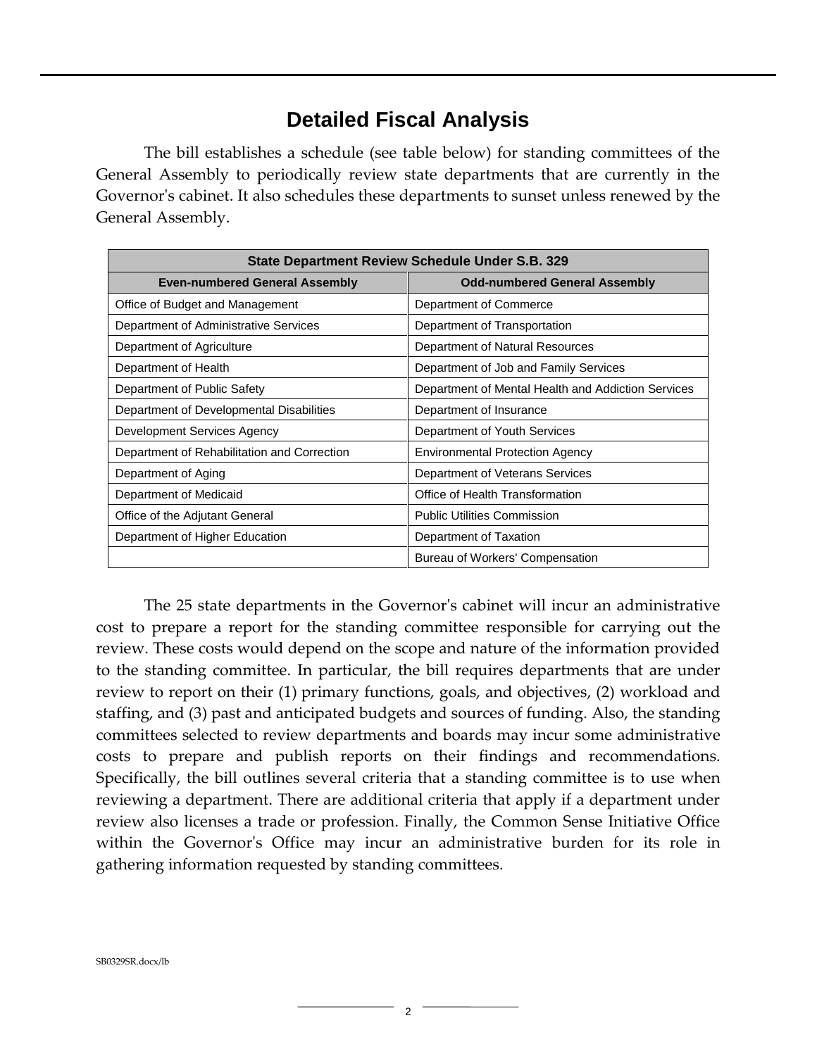## Detailed Fiscal Analysis

The bill establishes a schedule (see table below) for standing committees of the General Assembly to periodically review state departments that are currently in the Governor's cabinet. It also schedules these departments to sunset unless renewed by the General Assembly.

| State Department Review Schedule Under S.B. 329 | |
|---|---|
| **Even-numbered General Assembly** | **Odd-numbered General Assembly** |
| Office of Budget and Management | Department of Commerce |
| Department of Administrative Services | Department of Transportation |
| Department of Agriculture | Department of Natural Resources |
| Department of Health | Department of Job and Family Services |
| Department of Public Safety | Department of Mental Health and Addiction Services |
| Department of Developmental Disabilities | Department of Insurance |
| Development Services Agency | Department of Youth Services |
| Department of Rehabilitation and Correction | Environmental Protection Agency |
| Department of Aging | Department of Veterans Services |
| Department of Medicaid | Office of Health Transformation |
| Office of the Adjutant General | Public Utilities Commission |
| Department of Higher Education | Department of Taxation |
| | Bureau of Workers' Compensation |

The 25 state departments in the Governor's cabinet will incur an administrative cost to prepare a report for the standing committee responsible for carrying out the review. These costs would depend on the scope and nature of the information provided to the standing committee. In particular, the bill requires departments that are under review to report on their (1) primary functions, goals, and objectives, (2) workload and staffing, and (3) past and anticipated budgets and sources of funding. Also, the standing committees selected to review departments and boards may incur some administrative costs to prepare and publish reports on their findings and recommendations. Specifically, the bill outlines several criteria that a standing committee is to use when reviewing a department. There are additional criteria that apply if a department under review also licenses a trade or profession. Finally, the Common Sense Initiative Office within the Governor's Office may incur an administrative burden for its role in gathering information requested by standing committees.

SB0329SR.docx/lb